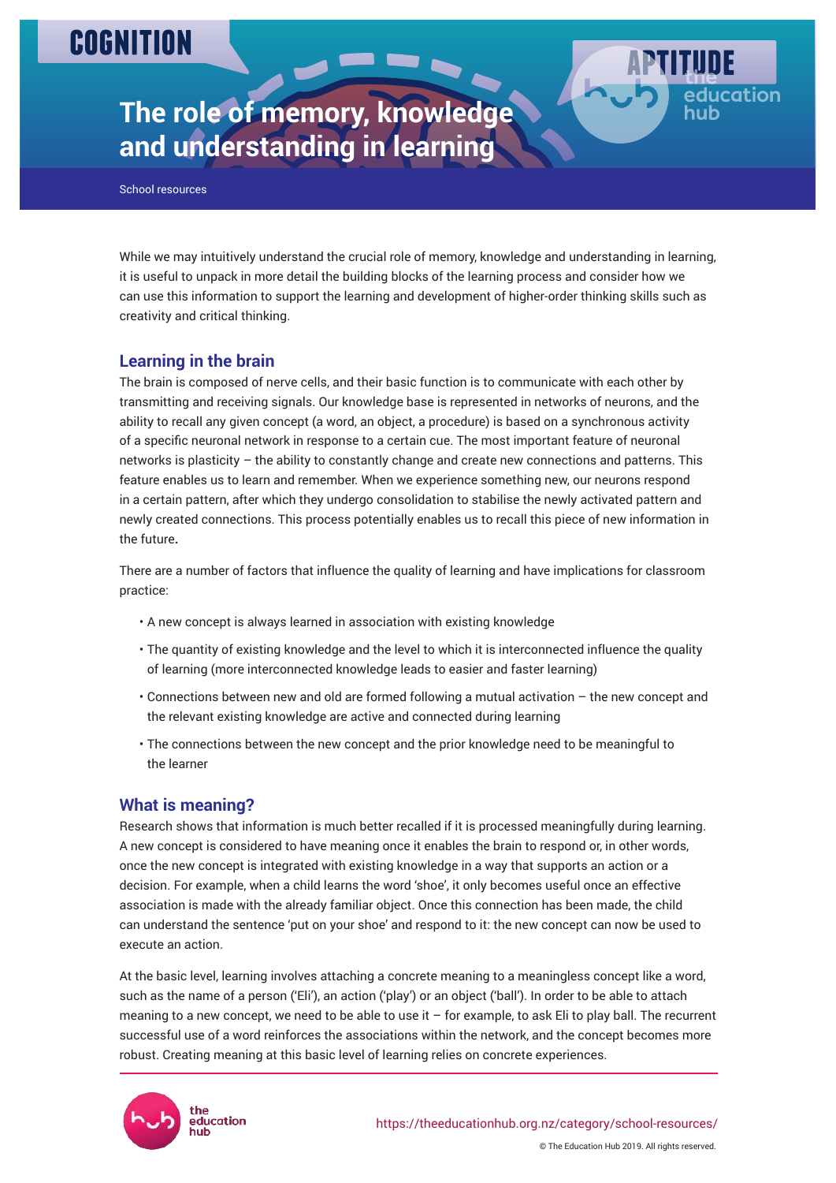COGNITION

# The role of memory, knowledge and understanding in learning

School resources

While we may intuitively understand the crucial role of memory, knowledge and understanding in learning, it is useful to unpack in more detail the building blocks of the learning process and consider how we can use this information to support the learning and development of higher-order thinking skills such as creativity and critical thinking.

## Learning in the brain

The brain is composed of nerve cells, and their basic function is to communicate with each other by transmitting and receiving signals. Our knowledge base is represented in networks of neurons, and the ability to recall any given concept (a word, an object, a procedure) is based on a synchronous activity of a specific neuronal network in response to a certain cue. The most important feature of neuronal networks is plasticity – the ability to constantly change and create new connections and patterns. This feature enables us to learn and remember. When we experience something new, our neurons respond in a certain pattern, after which they undergo consolidation to stabilise the newly activated pattern and newly created connections. This process potentially enables us to recall this piece of new information in the future.

There are a number of factors that influence the quality of learning and have implications for classroom practice:

- A new concept is always learned in association with existing knowledge
- The quantity of existing knowledge and the level to which it is interconnected influence the quality of learning (more interconnected knowledge leads to easier and faster learning)
- Connections between new and old are formed following a mutual activation – the new concept and the relevant existing knowledge are active and connected during learning
- The connections between the new concept and the prior knowledge need to be meaningful to the learner

## What is meaning?

Research shows that information is much better recalled if it is processed meaningfully during learning. A new concept is considered to have meaning once it enables the brain to respond or, in other words, once the new concept is integrated with existing knowledge in a way that supports an action or a decision. For example, when a child learns the word 'shoe', it only becomes useful once an effective association is made with the already familiar object. Once this connection has been made, the child can understand the sentence 'put on your shoe' and respond to it: the new concept can now be used to execute an action.

At the basic level, learning involves attaching a concrete meaning to a meaningless concept like a word, such as the name of a person ('Eli'), an action ('play') or an object ('ball'). In order to be able to attach meaning to a new concept, we need to be able to use it – for example, to ask Eli to play ball. The recurrent successful use of a word reinforces the associations within the network, and the concept becomes more robust. Creating meaning at this basic level of learning relies on concrete experiences.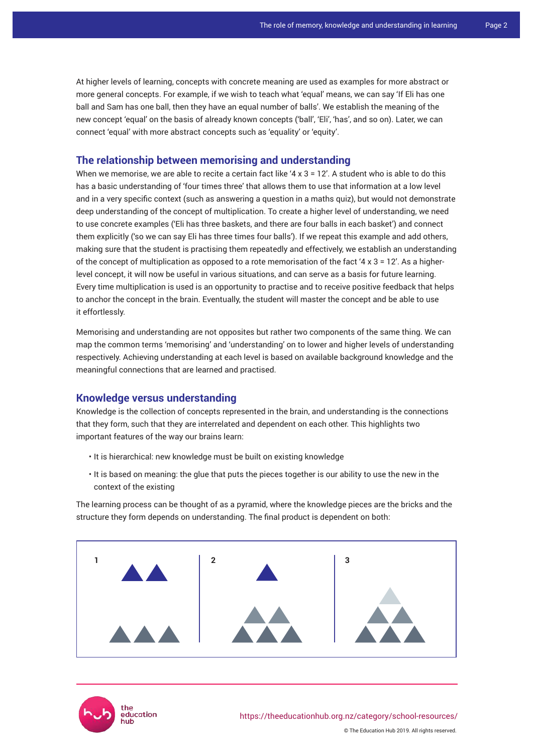At higher levels of learning, concepts with concrete meaning are used as examples for more abstract or more general concepts. For example, if we wish to teach what 'equal' means, we can say 'If Eli has one ball and Sam has one ball, then they have an equal number of balls'. We establish the meaning of the new concept 'equal' on the basis of already known concepts ('ball', 'Eli', 'has', and so on). Later, we can connect 'equal' with more abstract concepts such as 'equality' or 'equity'.

## The relationship between memorising and understanding

When we memorise, we are able to recite a certain fact like '4 x 3 = 12'. A student who is able to do this has a basic understanding of 'four times three' that allows them to use that information at a low level and in a very specific context (such as answering a question in a maths quiz), but would not demonstrate deep understanding of the concept of multiplication. To create a higher level of understanding, we need to use concrete examples ('Eli has three baskets, and there are four balls in each basket') and connect them explicitly ('so we can say Eli has three times four balls'). If we repeat this example and add others, making sure that the student is practising them repeatedly and effectively, we establish an understanding of the concept of multiplication as opposed to a rote memorisation of the fact '4 x 3 = 12'. As a higher-level concept, it will now be useful in various situations, and can serve as a basis for future learning. Every time multiplication is used is an opportunity to practise and to receive positive feedback that helps to anchor the concept in the brain. Eventually, the student will master the concept and be able to use it effortlessly.

Memorising and understanding are not opposites but rather two components of the same thing. We can map the common terms 'memorising' and 'understanding' on to lower and higher levels of understanding respectively. Achieving understanding at each level is based on available background knowledge and the meaningful connections that are learned and practised.

## Knowledge versus understanding

Knowledge is the collection of concepts represented in the brain, and understanding is the connections that they form, such that they are interrelated and dependent on each other. This highlights two important features of the way our brains learn:

- It is hierarchical: new knowledge must be built on existing knowledge
- It is based on meaning: the glue that puts the pieces together is our ability to use the new in the context of the existing

The learning process can be thought of as a pyramid, where the knowledge pieces are the bricks and the structure they form depends on understanding. The final product is dependent on both:

1 | 2 | 3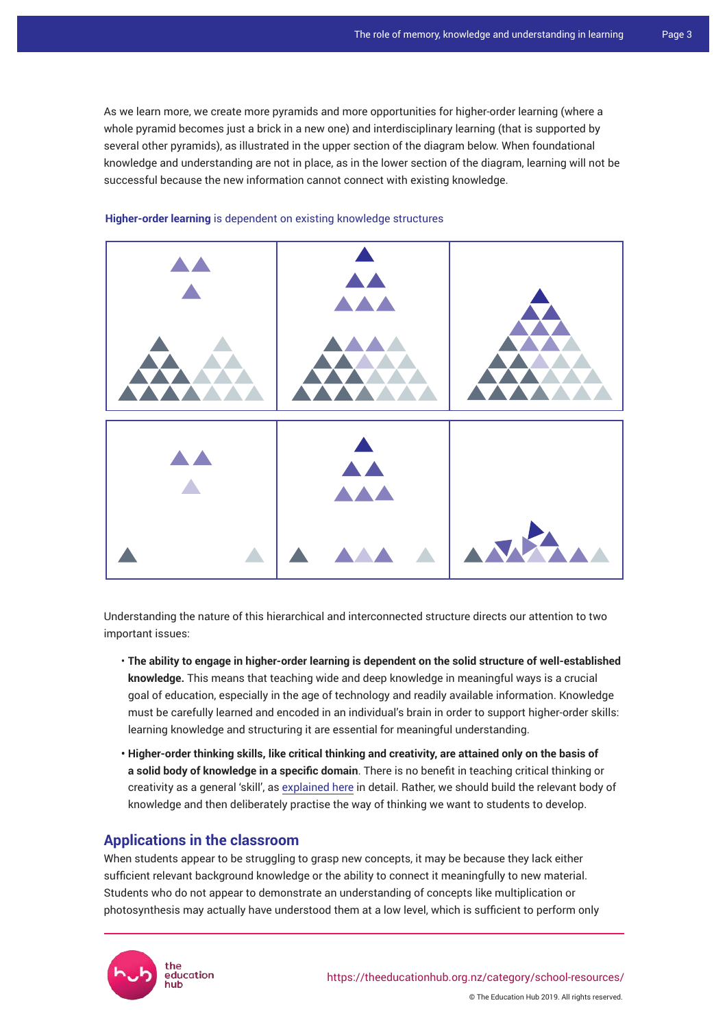As we learn more, we create more pyramids and more opportunities for higher-order learning (where a whole pyramid becomes just a brick in a new one) and interdisciplinary learning (that is supported by several other pyramids), as illustrated in the upper section of the diagram below. When foundational knowledge and understanding are not in place, as in the lower section of the diagram, learning will not be successful because the new information cannot connect with existing knowledge.

**Higher-order learning** is dependent on existing knowledge structures

Understanding the nature of this hierarchical and interconnected structure directs our attention to two important issues:

- **The ability to engage in higher-order learning is dependent on the solid structure of well-established knowledge.** This means that teaching wide and deep knowledge in meaningful ways is a crucial goal of education, especially in the age of technology and readily available information. Knowledge must be carefully learned and encoded in an individual's brain in order to support higher-order skills: learning knowledge and structuring it are essential for meaningful understanding.
- **Higher-order thinking skills, like critical thinking and creativity, are attained only on the basis of a solid body of knowledge in a specific domain**. There is no benefit in teaching critical thinking or creativity as a general 'skill', as explained here in detail. Rather, we should build the relevant body of knowledge and then deliberately practise the way of thinking we want to students to develop.

## Applications in the classroom

When students appear to be struggling to grasp new concepts, it may be because they lack either sufficient relevant background knowledge or the ability to connect it meaningfully to new material. Students who do not appear to demonstrate an understanding of concepts like multiplication or photosynthesis may actually have understood them at a low level, which is sufficient to perform only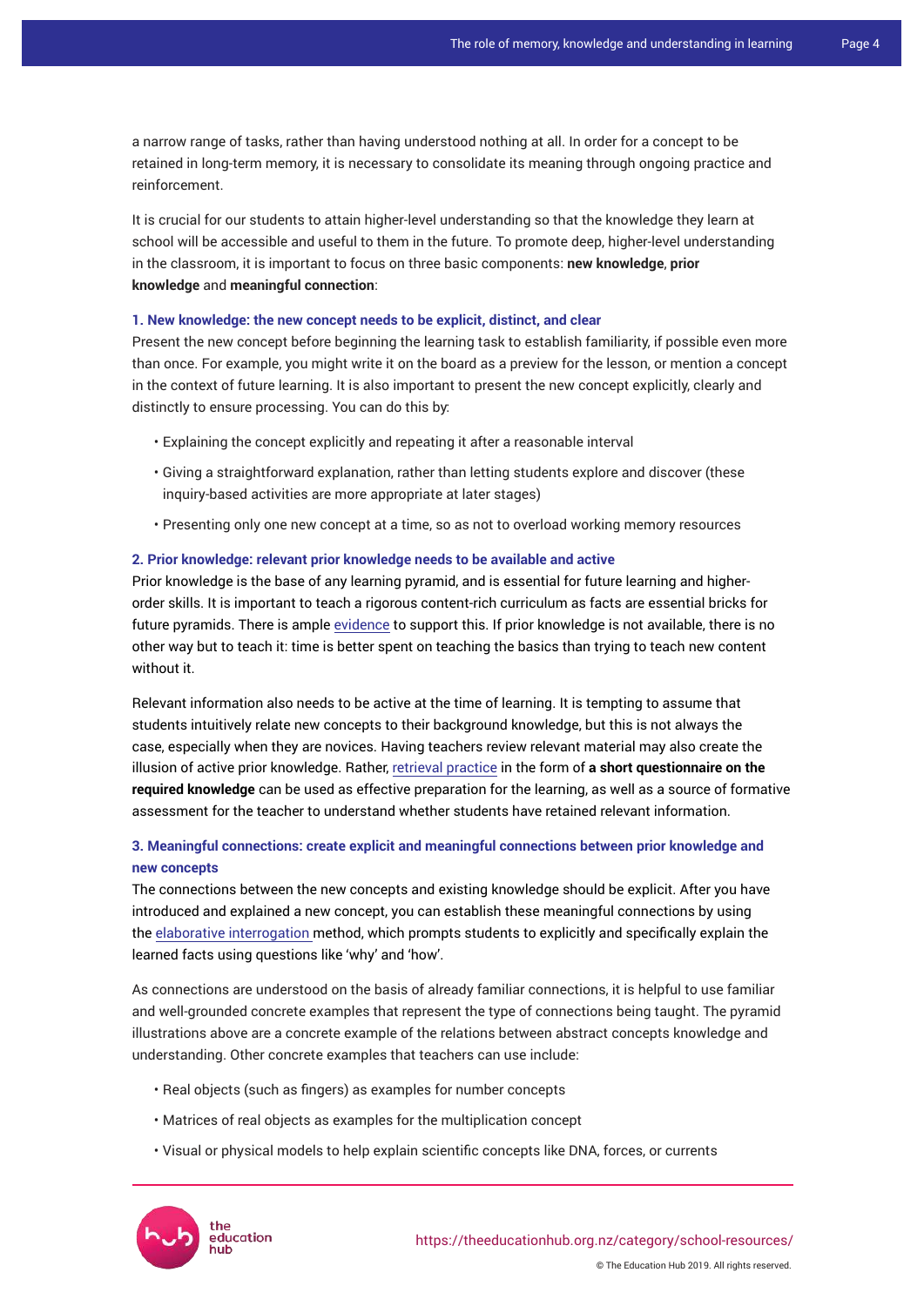a narrow range of tasks, rather than having understood nothing at all. In order for a concept to be retained in long-term memory, it is necessary to consolidate its meaning through ongoing practice and reinforcement.

It is crucial for our students to attain higher-level understanding so that the knowledge they learn at school will be accessible and useful to them in the future. To promote deep, higher-level understanding in the classroom, it is important to focus on three basic components: **new knowledge**, **prior knowledge** and **meaningful connection**:

### 1. New knowledge: the new concept needs to be explicit, distinct, and clear

Present the new concept before beginning the learning task to establish familiarity, if possible even more than once. For example, you might write it on the board as a preview for the lesson, or mention a concept in the context of future learning. It is also important to present the new concept explicitly, clearly and distinctly to ensure processing. You can do this by:

- Explaining the concept explicitly and repeating it after a reasonable interval
- Giving a straightforward explanation, rather than letting students explore and discover (these inquiry-based activities are more appropriate at later stages)
- Presenting only one new concept at a time, so as not to overload working memory resources

### 2. Prior knowledge: relevant prior knowledge needs to be available and active

Prior knowledge is the base of any learning pyramid, and is essential for future learning and higher-order skills. It is important to teach a rigorous content-rich curriculum as facts are essential bricks for future pyramids. There is ample evidence to support this. If prior knowledge is not available, there is no other way but to teach it: time is better spent on teaching the basics than trying to teach new content without it.

Relevant information also needs to be active at the time of learning. It is tempting to assume that students intuitively relate new concepts to their background knowledge, but this is not always the case, especially when they are novices. Having teachers review relevant material may also create the illusion of active prior knowledge. Rather, retrieval practice in the form of **a short questionnaire on the required knowledge** can be used as effective preparation for the learning, as well as a source of formative assessment for the teacher to understand whether students have retained relevant information.

### 3. Meaningful connections: create explicit and meaningful connections between prior knowledge and new concepts

The connections between the new concepts and existing knowledge should be explicit. After you have introduced and explained a new concept, you can establish these meaningful connections by using the elaborative interrogation method, which prompts students to explicitly and specifically explain the learned facts using questions like 'why' and 'how'.

As connections are understood on the basis of already familiar connections, it is helpful to use familiar and well-grounded concrete examples that represent the type of connections being taught. The pyramid illustrations above are a concrete example of the relations between abstract concepts knowledge and understanding. Other concrete examples that teachers can use include:

- Real objects (such as fingers) as examples for number concepts
- Matrices of real objects as examples for the multiplication concept
- Visual or physical models to help explain scientific concepts like DNA, forces, or currents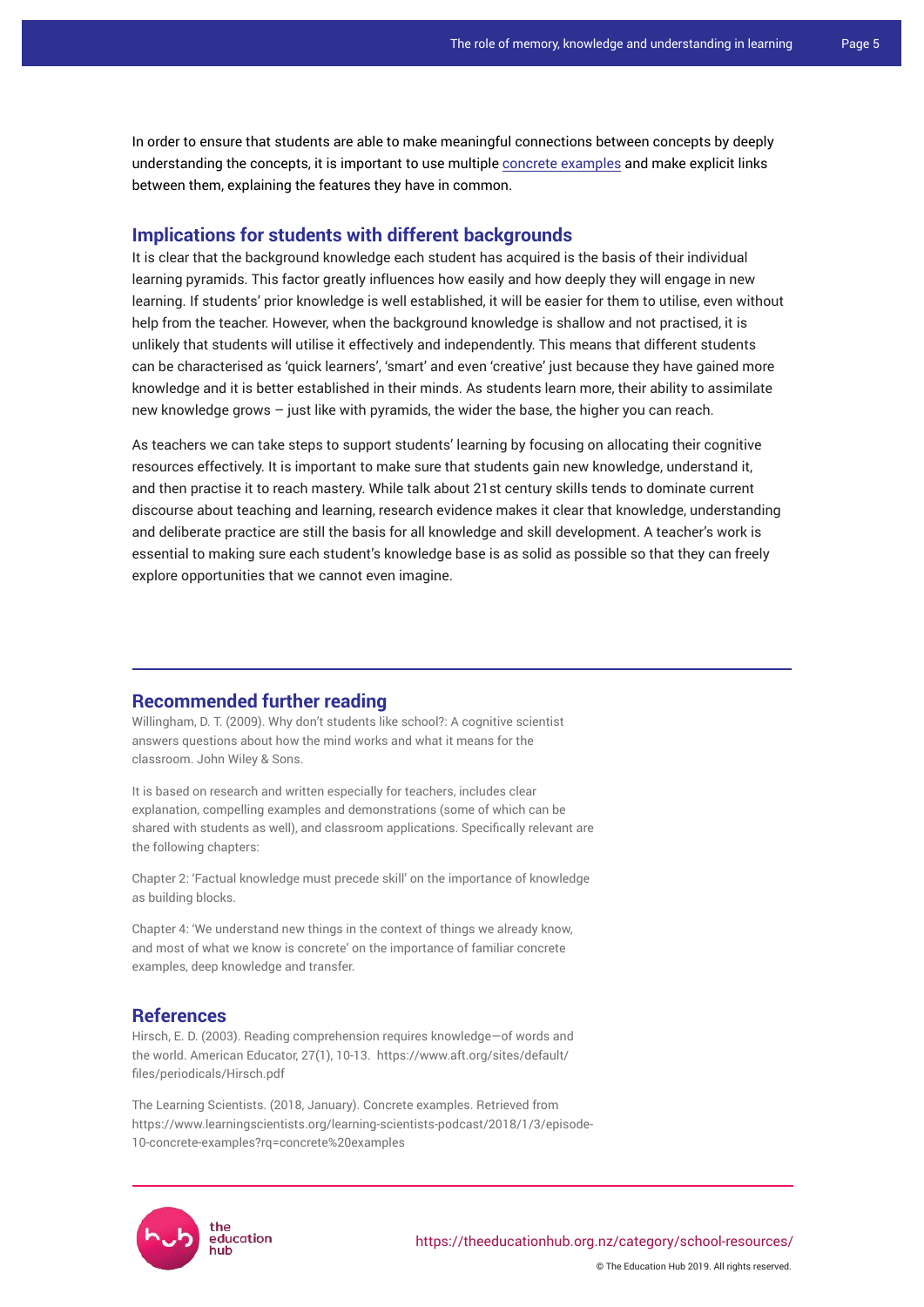In order to ensure that students are able to make meaningful connections between concepts by deeply understanding the concepts, it is important to use multiple concrete examples and make explicit links between them, explaining the features they have in common.

## Implications for students with different backgrounds

It is clear that the background knowledge each student has acquired is the basis of their individual learning pyramids. This factor greatly influences how easily and how deeply they will engage in new learning. If students' prior knowledge is well established, it will be easier for them to utilise, even without help from the teacher. However, when the background knowledge is shallow and not practised, it is unlikely that students will utilise it effectively and independently. This means that different students can be characterised as 'quick learners', 'smart' and even 'creative' just because they have gained more knowledge and it is better established in their minds. As students learn more, their ability to assimilate new knowledge grows – just like with pyramids, the wider the base, the higher you can reach.

As teachers we can take steps to support students' learning by focusing on allocating their cognitive resources effectively. It is important to make sure that students gain new knowledge, understand it, and then practise it to reach mastery. While talk about 21st century skills tends to dominate current discourse about teaching and learning, research evidence makes it clear that knowledge, understanding and deliberate practice are still the basis for all knowledge and skill development. A teacher's work is essential to making sure each student's knowledge base is as solid as possible so that they can freely explore opportunities that we cannot even imagine.

## Recommended further reading

Willingham, D. T. (2009). Why don't students like school?: A cognitive scientist answers questions about how the mind works and what it means for the classroom. John Wiley & Sons.

It is based on research and written especially for teachers, includes clear explanation, compelling examples and demonstrations (some of which can be shared with students as well), and classroom applications. Specifically relevant are the following chapters:

Chapter 2: 'Factual knowledge must precede skill' on the importance of knowledge as building blocks.

Chapter 4: 'We understand new things in the context of things we already know, and most of what we know is concrete' on the importance of familiar concrete examples, deep knowledge and transfer.

## References

Hirsch, E. D. (2003). Reading comprehension requires knowledge—of words and the world. American Educator, 27(1), 10-13. https://www.aft.org/sites/default/files/periodicals/Hirsch.pdf

The Learning Scientists. (2018, January). Concrete examples. Retrieved from https://www.learningscientists.org/learning-scientists-podcast/2018/1/3/episode-10-concrete-examples?rq=concrete%20examples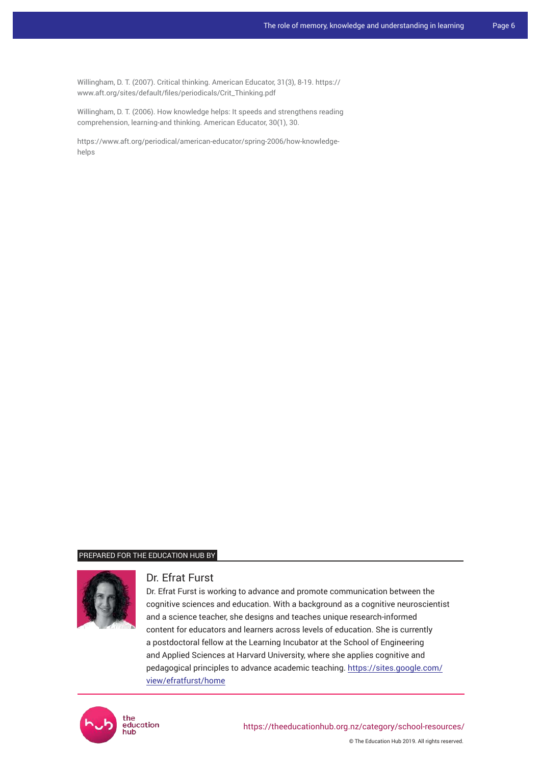Willingham, D. T. (2007). Critical thinking. American Educator, 31(3), 8-19. https://www.aft.org/sites/default/files/periodicals/Crit_Thinking.pdf

Willingham, D. T. (2006). How knowledge helps: It speeds and strengthens reading comprehension, learning-and thinking. American Educator, 30(1), 30.

https://www.aft.org/periodical/american-educator/spring-2006/how-knowledge-helps

PREPARED FOR THE EDUCATION HUB BY

## Dr. Efrat Furst

Dr. Efrat Furst is working to advance and promote communication between the cognitive sciences and education. With a background as a cognitive neuroscientist and a science teacher, she designs and teaches unique research-informed content for educators and learners across levels of education. She is currently a postdoctoral fellow at the Learning Incubator at the School of Engineering and Applied Sciences at Harvard University, where she applies cognitive and pedagogical principles to advance academic teaching. https://sites.google.com/view/efratfurst/home

the education hub

https://theeducationhub.org.nz/category/school-resources/

© The Education Hub 2019. All rights reserved.